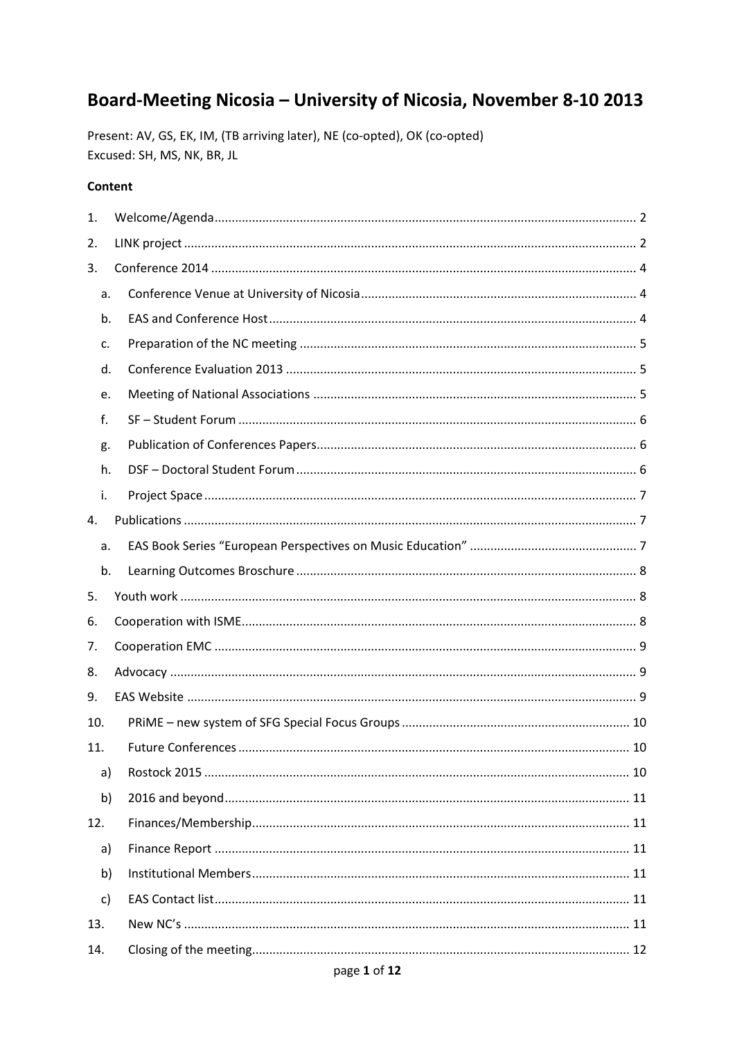# Board-Meeting Nicosia – University of Nicosia, November 8-10 2013

Present: AV, GS, EK, IM, (TB arriving later), NE (co-opted), OK (co-opted)
Excused: SH, MS, NK, BR, JL

**Content**

1. Welcome/Agenda .......... 2
2. LINK project .......... 2
3. Conference 2014 .......... 4
   a. Conference Venue at University of Nicosia .......... 4
   b. EAS and Conference Host .......... 4
   c. Preparation of the NC meeting .......... 5
   d. Conference Evaluation 2013 .......... 5
   e. Meeting of National Associations .......... 5
   f. SF – Student Forum .......... 6
   g. Publication of Conferences Papers .......... 6
   h. DSF – Doctoral Student Forum .......... 6
   i. Project Space .......... 7
4. Publications .......... 7
   a. EAS Book Series “European Perspectives on Music Education” .......... 7
   b. Learning Outcomes Broschure .......... 8
5. Youth work .......... 8
6. Cooperation with ISME .......... 8
7. Cooperation EMC .......... 9
8. Advocacy .......... 9
9. EAS Website .......... 9
10. PRiME – new system of SFG Special Focus Groups .......... 10
11. Future Conferences .......... 10
   a) Rostock 2015 .......... 10
   b) 2016 and beyond .......... 11
12. Finances/Membership .......... 11
   a) Finance Report .......... 11
   b) Institutional Members .......... 11
   c) EAS Contact list .......... 11
13. New NC’s .......... 11
14. Closing of the meeting .......... 12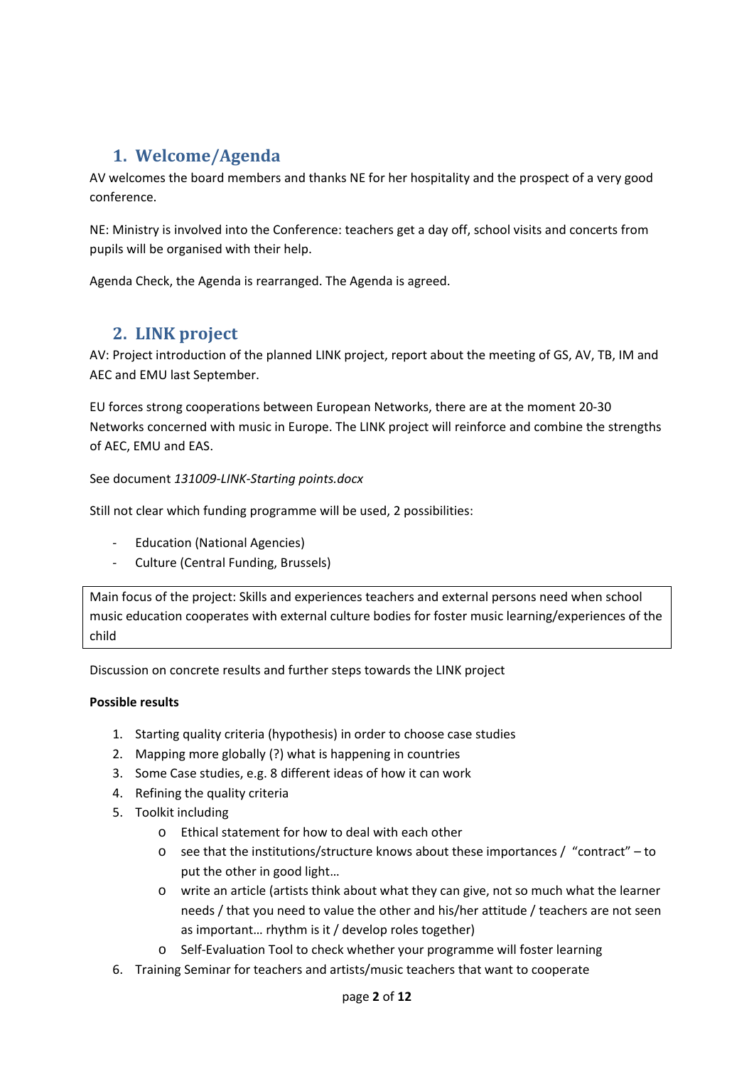## 1. Welcome/Agenda

AV welcomes the board members and thanks NE for her hospitality and the prospect of a very good conference.

NE: Ministry is involved into the Conference: teachers get a day off, school visits and concerts from pupils will be organised with their help.

Agenda Check, the Agenda is rearranged. The Agenda is agreed.

## 2. LINK project

AV: Project introduction of the planned LINK project, report about the meeting of GS, AV, TB, IM and AEC and EMU last September.

EU forces strong cooperations between European Networks, there are at the moment 20-30 Networks concerned with music in Europe. The LINK project will reinforce and combine the strengths of AEC, EMU and EAS.

See document *131009-LINK-Starting points.docx*

Still not clear which funding programme will be used, 2 possibilities:

- Education (National Agencies)
- Culture (Central Funding, Brussels)

| Main focus of the project: Skills and experiences teachers and external persons need when school music education cooperates with external culture bodies for foster music learning/experiences of the child |
|---|

Discussion on concrete results and further steps towards the LINK project

**Possible results**

1. Starting quality criteria (hypothesis) in order to choose case studies
2. Mapping more globally (?) what is happening in countries
3. Some Case studies, e.g. 8 different ideas of how it can work
4. Refining the quality criteria
5. Toolkit including
   - Ethical statement for how to deal with each other
   - see that the institutions/structure knows about these importances / "contract" – to put the other in good light…
   - write an article (artists think about what they can give, not so much what the learner needs / that you need to value the other and his/her attitude / teachers are not seen as important… rhythm is it / develop roles together)
   - Self-Evaluation Tool to check whether your programme will foster learning
6. Training Seminar for teachers and artists/music teachers that want to cooperate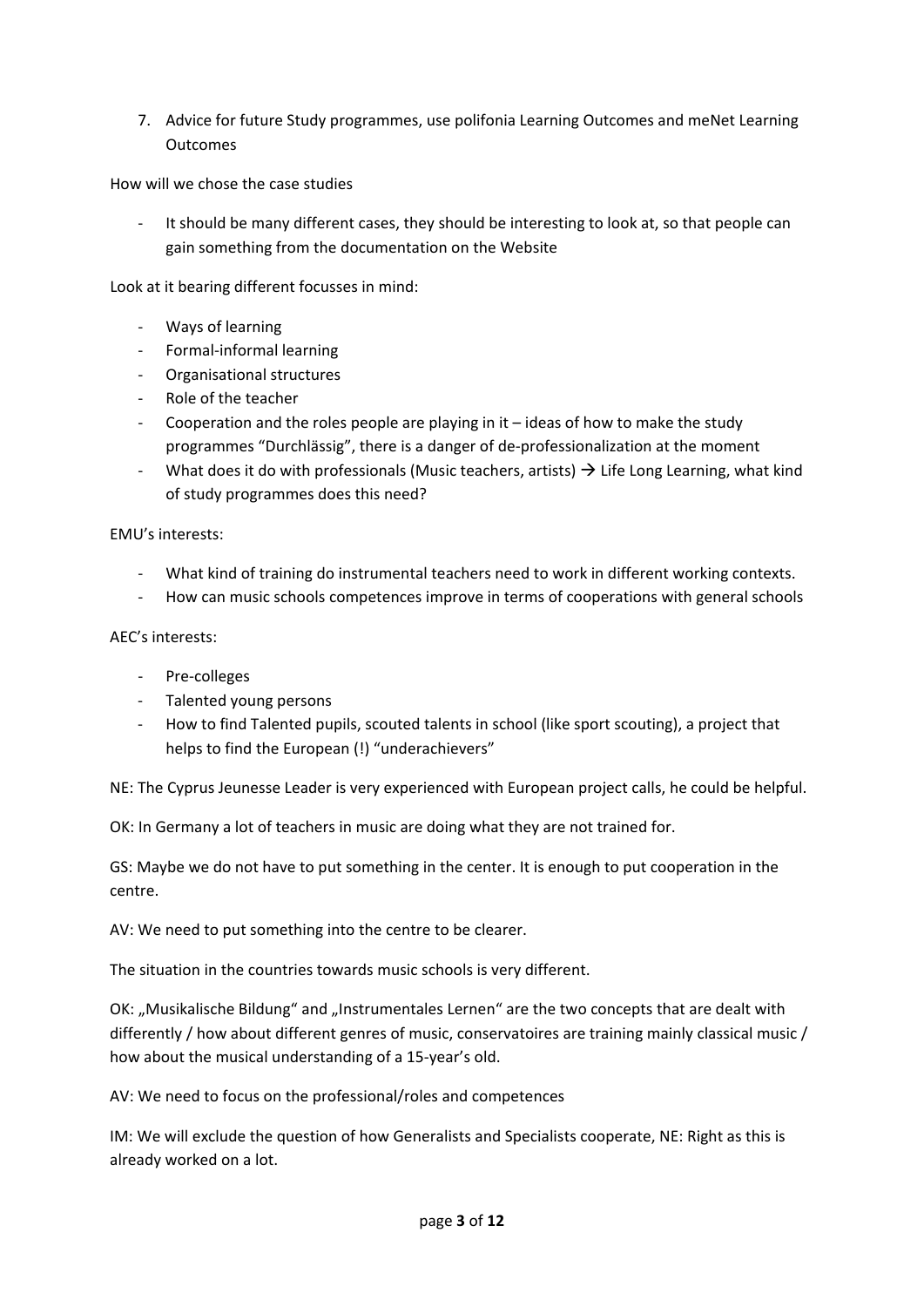7. Advice for future Study programmes, use polifonia Learning Outcomes and meNet Learning Outcomes

How will we chose the case studies

- It should be many different cases, they should be interesting to look at, so that people can gain something from the documentation on the Website

Look at it bearing different focusses in mind:

- Ways of learning
- Formal-informal learning
- Organisational structures
- Role of the teacher
- Cooperation and the roles people are playing in it – ideas of how to make the study programmes "Durchlässig", there is a danger of de-professionalization at the moment
- What does it do with professionals (Music teachers, artists) → Life Long Learning, what kind of study programmes does this need?

EMU's interests:

- What kind of training do instrumental teachers need to work in different working contexts.
- How can music schools competences improve in terms of cooperations with general schools

AEC's interests:

- Pre-colleges
- Talented young persons
- How to find Talented pupils, scouted talents in school (like sport scouting), a project that helps to find the European (!) "underachievers"

NE: The Cyprus Jeunesse Leader is very experienced with European project calls, he could be helpful.

OK: In Germany a lot of teachers in music are doing what they are not trained for.

GS: Maybe we do not have to put something in the center. It is enough to put cooperation in the centre.

AV: We need to put something into the centre to be clearer.

The situation in the countries towards music schools is very different.

OK: „Musikalische Bildung" and „Instrumentales Lernen" are the two concepts that are dealt with differently / how about different genres of music, conservatoires are training mainly classical music / how about the musical understanding of a 15-year's old.

AV: We need to focus on the professional/roles and competences

IM: We will exclude the question of how Generalists and Specialists cooperate, NE: Right as this is already worked on a lot.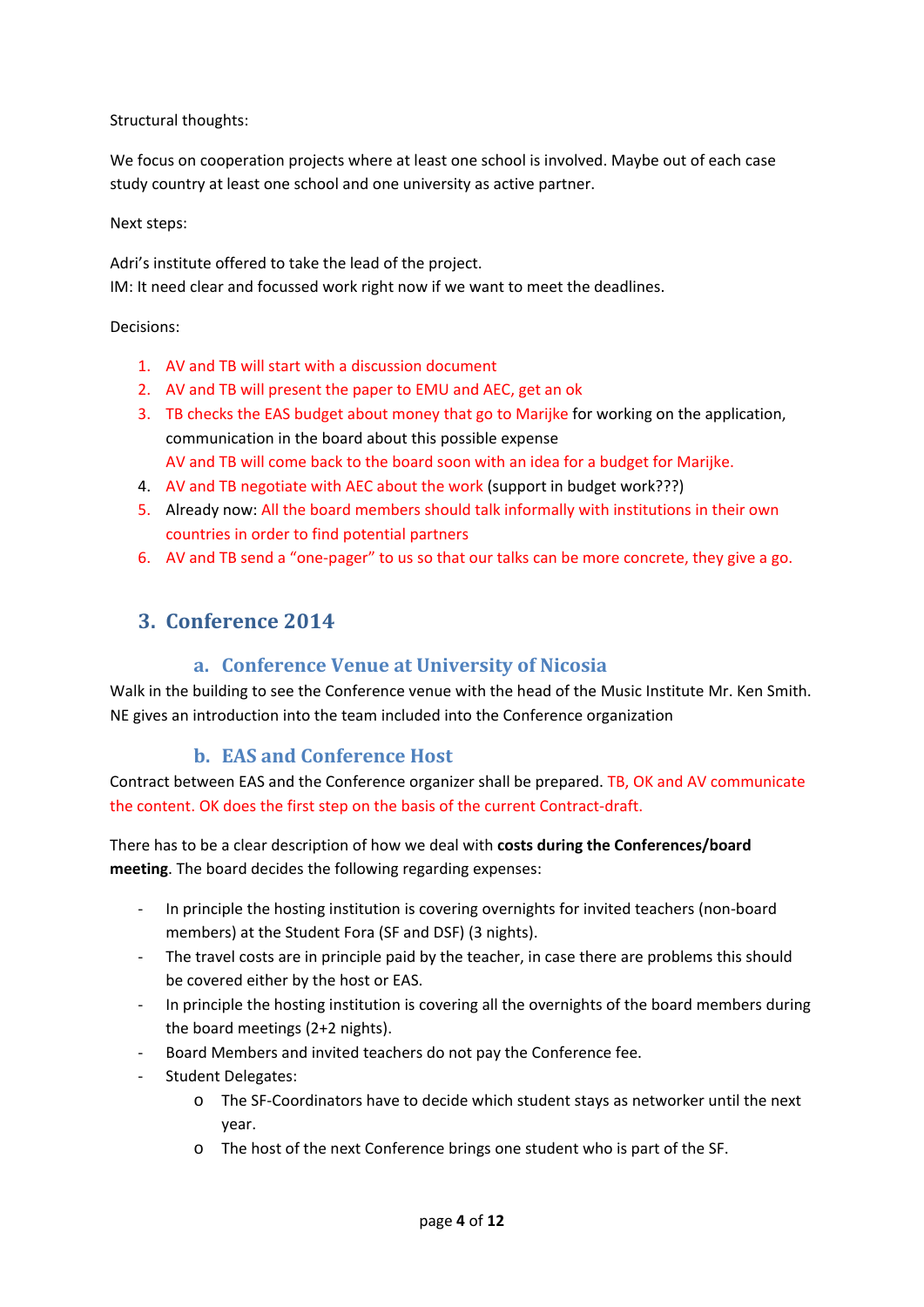Structural thoughts:

We focus on cooperation projects where at least one school is involved. Maybe out of each case study country at least one school and one university as active partner.

Next steps:

Adri's institute offered to take the lead of the project.
IM: It need clear and focussed work right now if we want to meet the deadlines.

Decisions:

1. AV and TB will start with a discussion document
2. AV and TB will present the paper to EMU and AEC, get an ok
3. TB checks the EAS budget about money that go to Marijke for working on the application, communication in the board about this possible expense
   AV and TB will come back to the board soon with an idea for a budget for Marijke.
4. AV and TB negotiate with AEC about the work (support in budget work???)
5. Already now: All the board members should talk informally with institutions in their own countries in order to find potential partners
6. AV and TB send a "one-pager" to us so that our talks can be more concrete, they give a go.

## 3. Conference 2014

### a. Conference Venue at University of Nicosia

Walk in the building to see the Conference venue with the head of the Music Institute Mr. Ken Smith.
NE gives an introduction into the team included into the Conference organization

### b. EAS and Conference Host

Contract between EAS and the Conference organizer shall be prepared. TB, OK and AV communicate the content. OK does the first step on the basis of the current Contract-draft.

There has to be a clear description of how we deal with **costs during the Conferences/board meeting**. The board decides the following regarding expenses:

- In principle the hosting institution is covering overnights for invited teachers (non-board members) at the Student Fora (SF and DSF) (3 nights).
- The travel costs are in principle paid by the teacher, in case there are problems this should be covered either by the host or EAS.
- In principle the hosting institution is covering all the overnights of the board members during the board meetings (2+2 nights).
- Board Members and invited teachers do not pay the Conference fee.
- Student Delegates:
    - The SF-Coordinators have to decide which student stays as networker until the next year.
    - The host of the next Conference brings one student who is part of the SF.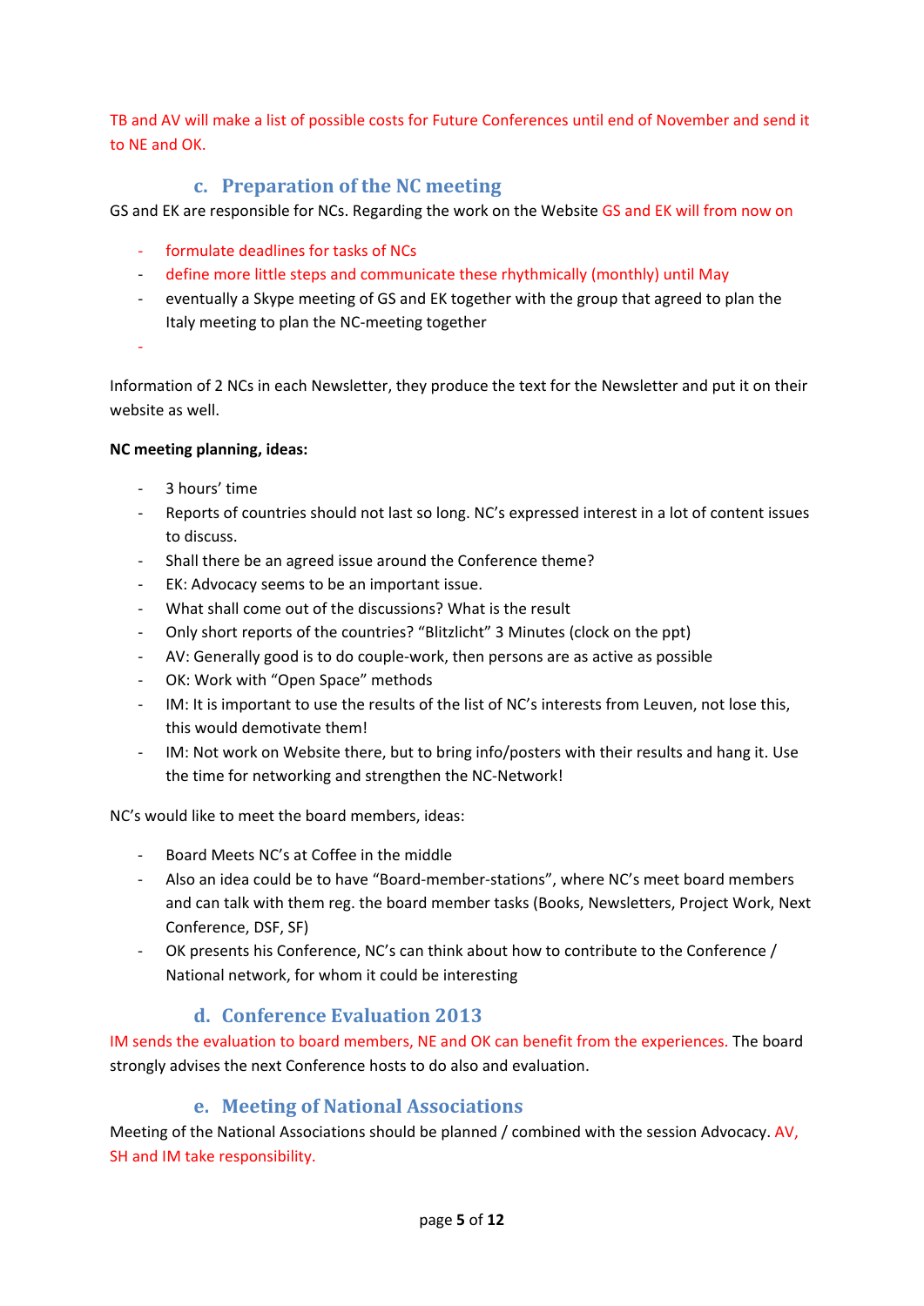TB and AV will make a list of possible costs for Future Conferences until end of November and send it to NE and OK.

### c. Preparation of the NC meeting

GS and EK are responsible for NCs. Regarding the work on the Website GS and EK will from now on

- formulate deadlines for tasks of NCs
- define more little steps and communicate these rhythmically (monthly) until May
- eventually a Skype meeting of GS and EK together with the group that agreed to plan the Italy meeting to plan the NC-meeting together
-

Information of 2 NCs in each Newsletter, they produce the text for the Newsletter and put it on their website as well.

**NC meeting planning, ideas:**

- 3 hours' time
- Reports of countries should not last so long. NC's expressed interest in a lot of content issues to discuss.
- Shall there be an agreed issue around the Conference theme?
- EK: Advocacy seems to be an important issue.
- What shall come out of the discussions? What is the result
- Only short reports of the countries? "Blitzlicht" 3 Minutes (clock on the ppt)
- AV: Generally good is to do couple-work, then persons are as active as possible
- OK: Work with "Open Space" methods
- IM: It is important to use the results of the list of NC's interests from Leuven, not lose this, this would demotivate them!
- IM: Not work on Website there, but to bring info/posters with their results and hang it. Use the time for networking and strengthen the NC-Network!

NC's would like to meet the board members, ideas:

- Board Meets NC's at Coffee in the middle
- Also an idea could be to have "Board-member-stations", where NC's meet board members and can talk with them reg. the board member tasks (Books, Newsletters, Project Work, Next Conference, DSF, SF)
- OK presents his Conference, NC's can think about how to contribute to the Conference / National network, for whom it could be interesting

### d. Conference Evaluation 2013

IM sends the evaluation to board members, NE and OK can benefit from the experiences. The board strongly advises the next Conference hosts to do also and evaluation.

### e. Meeting of National Associations

Meeting of the National Associations should be planned / combined with the session Advocacy. AV, SH and IM take responsibility.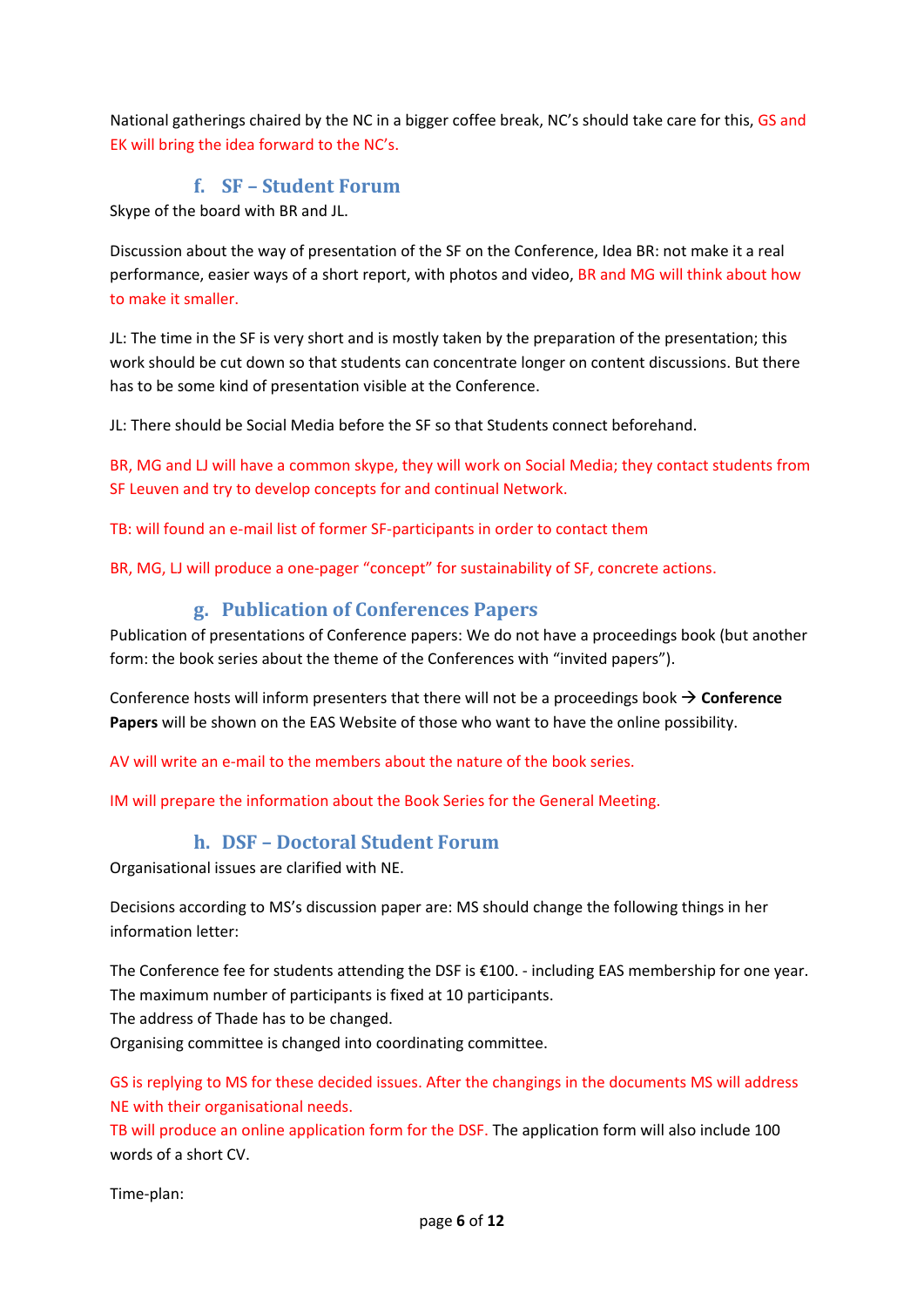National gatherings chaired by the NC in a bigger coffee break, NC's should take care for this, GS and EK will bring the idea forward to the NC's.

### f. SF – Student Forum

Skype of the board with BR and JL.

Discussion about the way of presentation of the SF on the Conference, Idea BR: not make it a real performance, easier ways of a short report, with photos and video, BR and MG will think about how to make it smaller.

JL: The time in the SF is very short and is mostly taken by the preparation of the presentation; this work should be cut down so that students can concentrate longer on content discussions. But there has to be some kind of presentation visible at the Conference.

JL: There should be Social Media before the SF so that Students connect beforehand.

BR, MG and LJ will have a common skype, they will work on Social Media; they contact students from SF Leuven and try to develop concepts for and continual Network.

TB: will found an e-mail list of former SF-participants in order to contact them

BR, MG, LJ will produce a one-pager "concept" for sustainability of SF, concrete actions.

### g. Publication of Conferences Papers

Publication of presentations of Conference papers: We do not have a proceedings book (but another form: the book series about the theme of the Conferences with "invited papers").

Conference hosts will inform presenters that there will not be a proceedings book → **Conference Papers** will be shown on the EAS Website of those who want to have the online possibility.

AV will write an e-mail to the members about the nature of the book series.

IM will prepare the information about the Book Series for the General Meeting.

### h. DSF – Doctoral Student Forum

Organisational issues are clarified with NE.

Decisions according to MS's discussion paper are: MS should change the following things in her information letter:

The Conference fee for students attending the DSF is €100. - including EAS membership for one year.
The maximum number of participants is fixed at 10 participants.
The address of Thade has to be changed.
Organising committee is changed into coordinating committee.

GS is replying to MS for these decided issues. After the changings in the documents MS will address NE with their organisational needs.
TB will produce an online application form for the DSF. The application form will also include 100 words of a short CV.

Time-plan: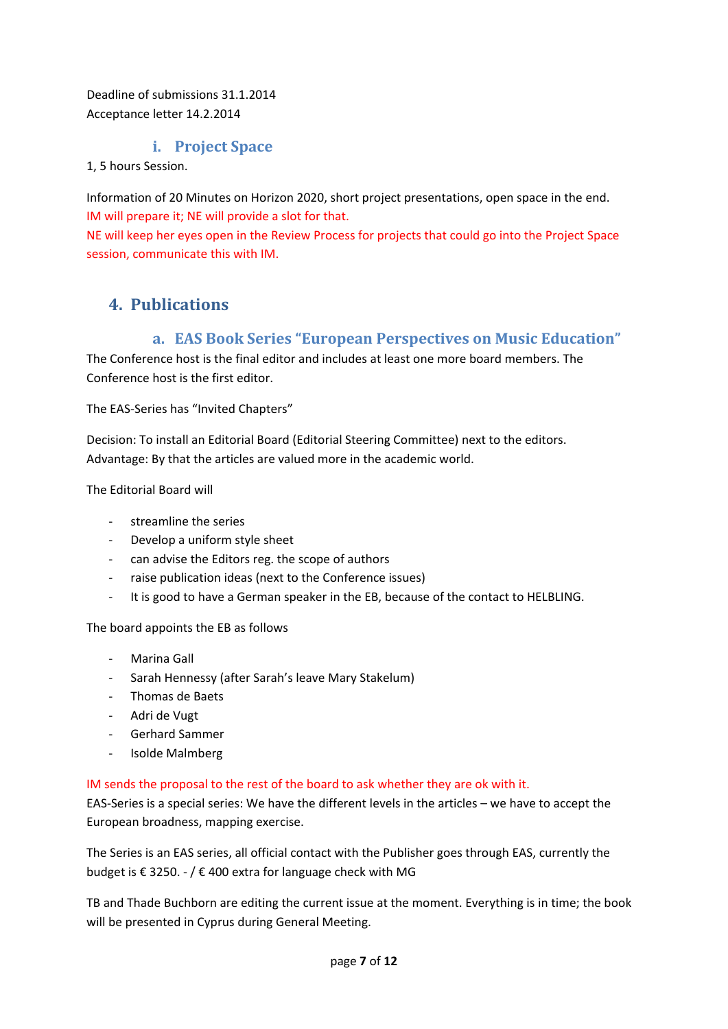Deadline of submissions 31.1.2014
Acceptance letter 14.2.2014

### i. Project Space

1, 5 hours Session.

Information of 20 Minutes on Horizon 2020, short project presentations, open space in the end.
IM will prepare it; NE will provide a slot for that.
NE will keep her eyes open in the Review Process for projects that could go into the Project Space session, communicate this with IM.

## 4. Publications

### a. EAS Book Series "European Perspectives on Music Education"

The Conference host is the final editor and includes at least one more board members. The Conference host is the first editor.

The EAS-Series has "Invited Chapters"

Decision: To install an Editorial Board (Editorial Steering Committee) next to the editors.
Advantage: By that the articles are valued more in the academic world.

The Editorial Board will

- streamline the series
- Develop a uniform style sheet
- can advise the Editors reg. the scope of authors
- raise publication ideas (next to the Conference issues)
- It is good to have a German speaker in the EB, because of the contact to HELBLING.

The board appoints the EB as follows

- Marina Gall
- Sarah Hennessy (after Sarah's leave Mary Stakelum)
- Thomas de Baets
- Adri de Vugt
- Gerhard Sammer
- Isolde Malmberg

IM sends the proposal to the rest of the board to ask whether they are ok with it.
EAS-Series is a special series: We have the different levels in the articles – we have to accept the European broadness, mapping exercise.

The Series is an EAS series, all official contact with the Publisher goes through EAS, currently the budget is € 3250. - / € 400 extra for language check with MG

TB and Thade Buchborn are editing the current issue at the moment. Everything is in time; the book will be presented in Cyprus during General Meeting.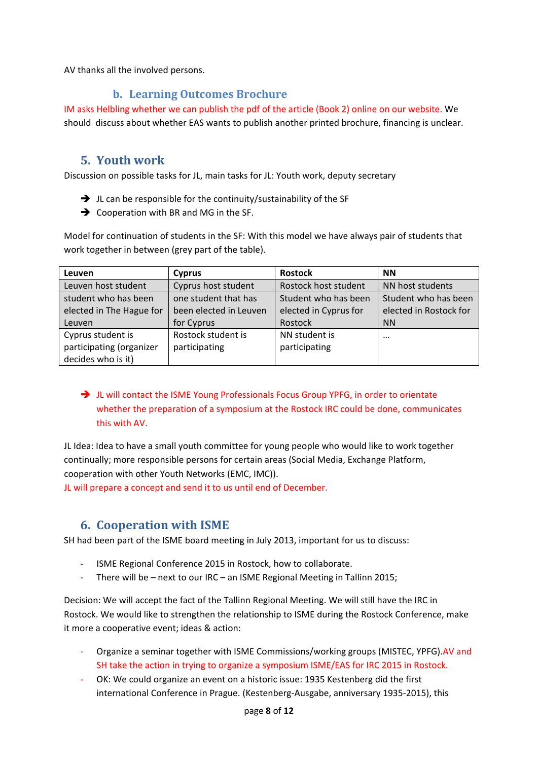AV thanks all the involved persons.

### b. Learning Outcomes Brochure

IM asks Helbling whether we can publish the pdf of the article (Book 2) online on our website. We should discuss about whether EAS wants to publish another printed brochure, financing is unclear.

## 5. Youth work

Discussion on possible tasks for JL, main tasks for JL: Youth work, deputy secretary

- ➔ JL can be responsible for the continuity/sustainability of the SF
- ➔ Cooperation with BR and MG in the SF.

Model for continuation of students in the SF: With this model we have always pair of students that work together in between (grey part of the table).

| **Leuven** | **Cyprus** | **Rostock** | **NN** |
|---|---|---|---|
| Leuven host student | Cyprus host student | Rostock host student | NN host students |
| student who has been elected in The Hague for Leuven | one student that has been elected in Leuven for Cyprus | Student who has been elected in Cyprus for Rostock | Student who has been elected in Rostock for NN |
| Cyprus student is participating (organizer decides who is it) | Rostock student is participating | NN student is participating | … |

- ➔ JL will contact the ISME Young Professionals Focus Group YPFG, in order to orientate whether the preparation of a symposium at the Rostock IRC could be done, communicates this with AV.

JL Idea: Idea to have a small youth committee for young people who would like to work together continually; more responsible persons for certain areas (Social Media, Exchange Platform, cooperation with other Youth Networks (EMC, IMC)).
JL will prepare a concept and send it to us until end of December.

## 6. Cooperation with ISME

SH had been part of the ISME board meeting in July 2013, important for us to discuss:

- ISME Regional Conference 2015 in Rostock, how to collaborate.
- There will be – next to our IRC – an ISME Regional Meeting in Tallinn 2015;

Decision: We will accept the fact of the Tallinn Regional Meeting. We will still have the IRC in Rostock. We would like to strengthen the relationship to ISME during the Rostock Conference, make it more a cooperative event; ideas & action:

- Organize a seminar together with ISME Commissions/working groups (MISTEC, YPFG). AV and SH take the action in trying to organize a symposium ISME/EAS for IRC 2015 in Rostock.
- OK: We could organize an event on a historic issue: 1935 Kestenberg did the first international Conference in Prague. (Kestenberg-Ausgabe, anniversary 1935-2015), this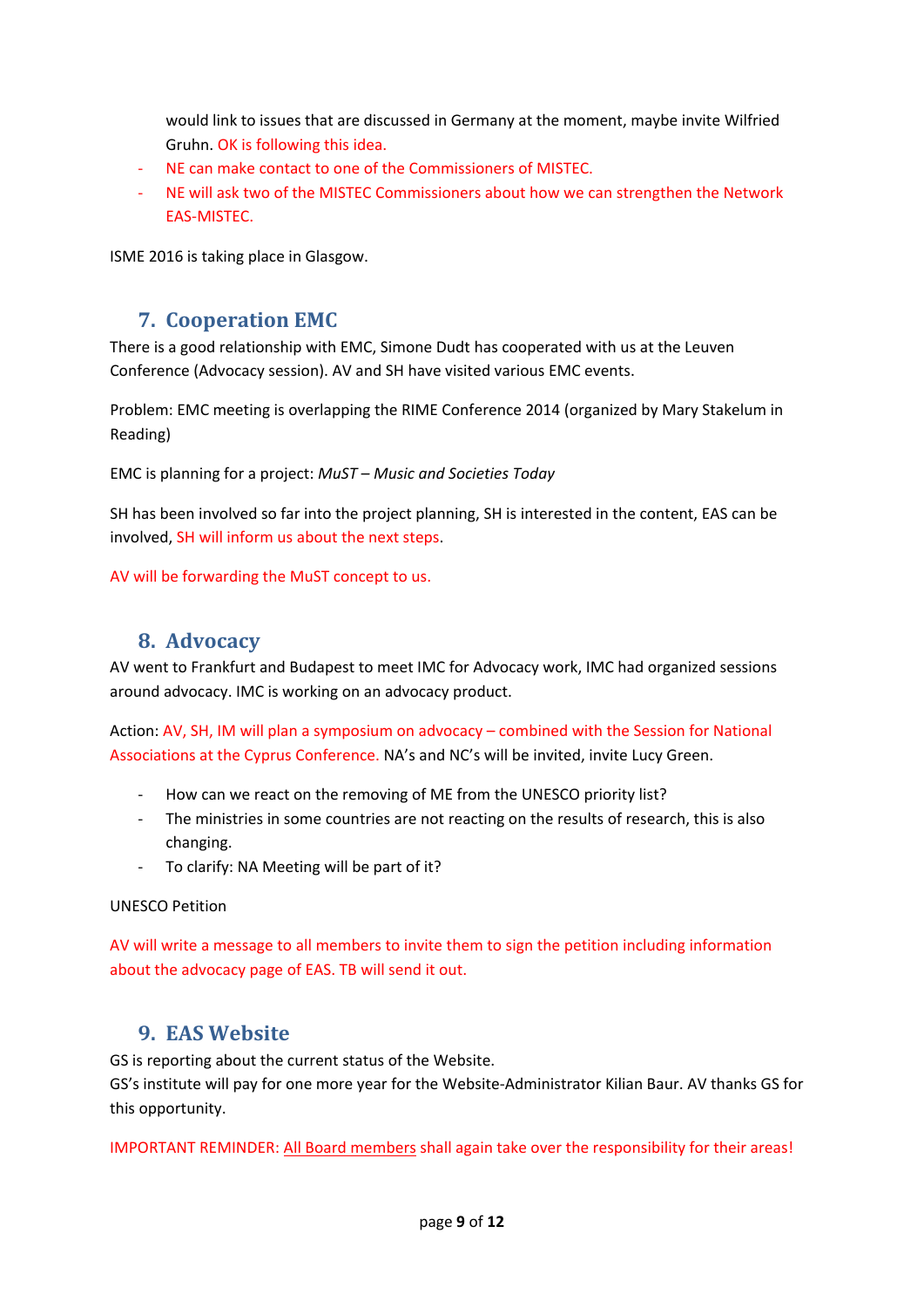would link to issues that are discussed in Germany at the moment, maybe invite Wilfried Gruhn. OK is following this idea.

- NE can make contact to one of the Commissioners of MISTEC.
- NE will ask two of the MISTEC Commissioners about how we can strengthen the Network EAS-MISTEC.

ISME 2016 is taking place in Glasgow.

## 7. Cooperation EMC

There is a good relationship with EMC, Simone Dudt has cooperated with us at the Leuven Conference (Advocacy session). AV and SH have visited various EMC events.

Problem: EMC meeting is overlapping the RIME Conference 2014 (organized by Mary Stakelum in Reading)

EMC is planning for a project: *MuST – Music and Societies Today*

SH has been involved so far into the project planning, SH is interested in the content, EAS can be involved, SH will inform us about the next steps.

AV will be forwarding the MuST concept to us.

## 8. Advocacy

AV went to Frankfurt and Budapest to meet IMC for Advocacy work, IMC had organized sessions around advocacy. IMC is working on an advocacy product.

Action: AV, SH, IM will plan a symposium on advocacy – combined with the Session for National Associations at the Cyprus Conference. NA's and NC's will be invited, invite Lucy Green.

- How can we react on the removing of ME from the UNESCO priority list?
- The ministries in some countries are not reacting on the results of research, this is also changing.
- To clarify: NA Meeting will be part of it?

UNESCO Petition

AV will write a message to all members to invite them to sign the petition including information about the advocacy page of EAS. TB will send it out.

## 9. EAS Website

GS is reporting about the current status of the Website.
GS's institute will pay for one more year for the Website-Administrator Kilian Baur. AV thanks GS for this opportunity.

IMPORTANT REMINDER: All Board members shall again take over the responsibility for their areas!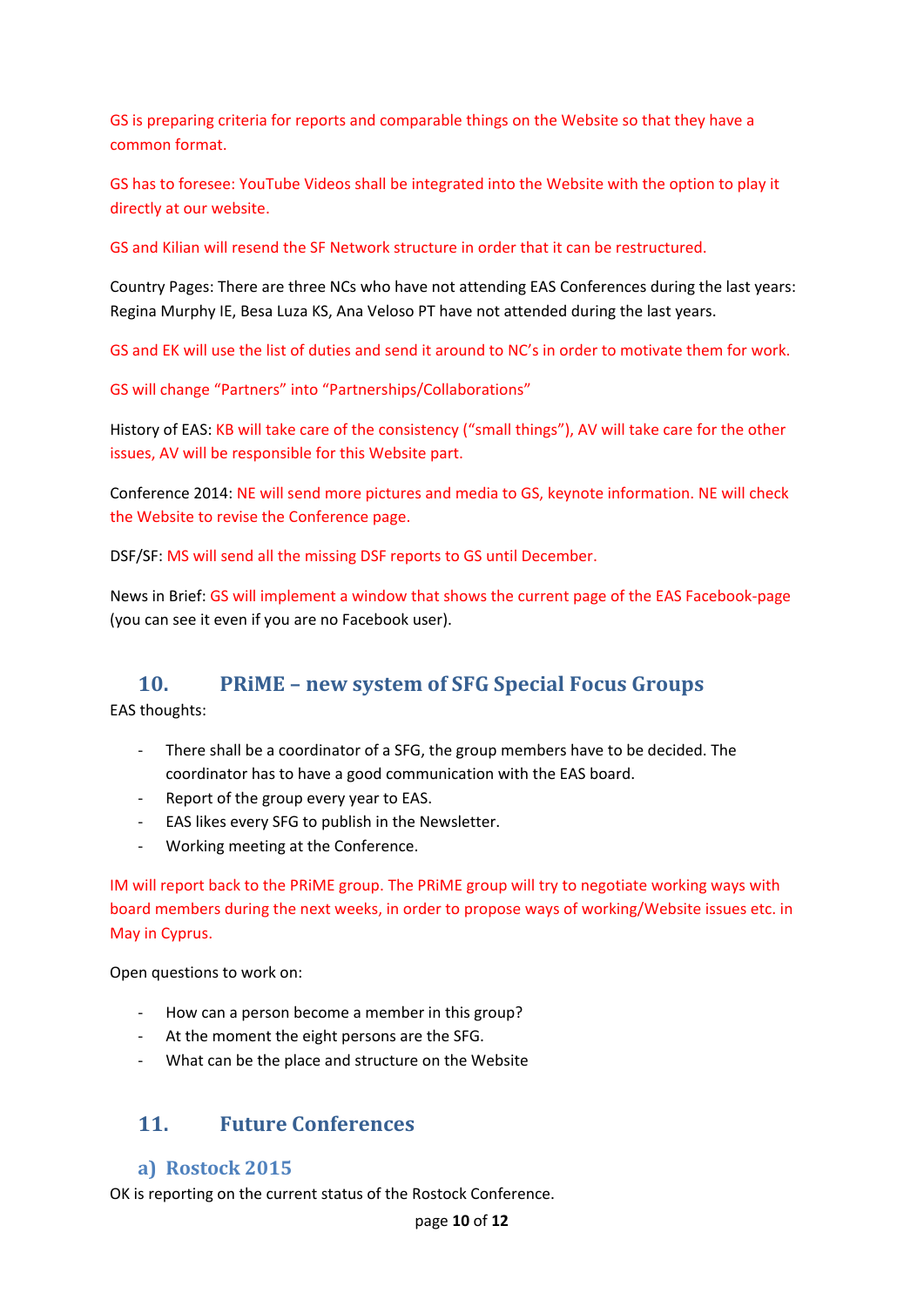GS is preparing criteria for reports and comparable things on the Website so that they have a common format.

GS has to foresee: YouTube Videos shall be integrated into the Website with the option to play it directly at our website.

GS and Kilian will resend the SF Network structure in order that it can be restructured.

Country Pages: There are three NCs who have not attending EAS Conferences during the last years: Regina Murphy IE, Besa Luza KS, Ana Veloso PT have not attended during the last years.

GS and EK will use the list of duties and send it around to NC's in order to motivate them for work.

GS will change "Partners" into "Partnerships/Collaborations"

History of EAS: KB will take care of the consistency ("small things"), AV will take care for the other issues, AV will be responsible for this Website part.

Conference 2014: NE will send more pictures and media to GS, keynote information. NE will check the Website to revise the Conference page.

DSF/SF: MS will send all the missing DSF reports to GS until December.

News in Brief: GS will implement a window that shows the current page of the EAS Facebook-page (you can see it even if you are no Facebook user).

## 10. PRiME – new system of SFG Special Focus Groups

EAS thoughts:

- There shall be a coordinator of a SFG, the group members have to be decided. The coordinator has to have a good communication with the EAS board.
- Report of the group every year to EAS.
- EAS likes every SFG to publish in the Newsletter.
- Working meeting at the Conference.

IM will report back to the PRiME group. The PRiME group will try to negotiate working ways with board members during the next weeks, in order to propose ways of working/Website issues etc. in May in Cyprus.

Open questions to work on:

- How can a person become a member in this group?
- At the moment the eight persons are the SFG.
- What can be the place and structure on the Website

## 11. Future Conferences

### a) Rostock 2015

OK is reporting on the current status of the Rostock Conference.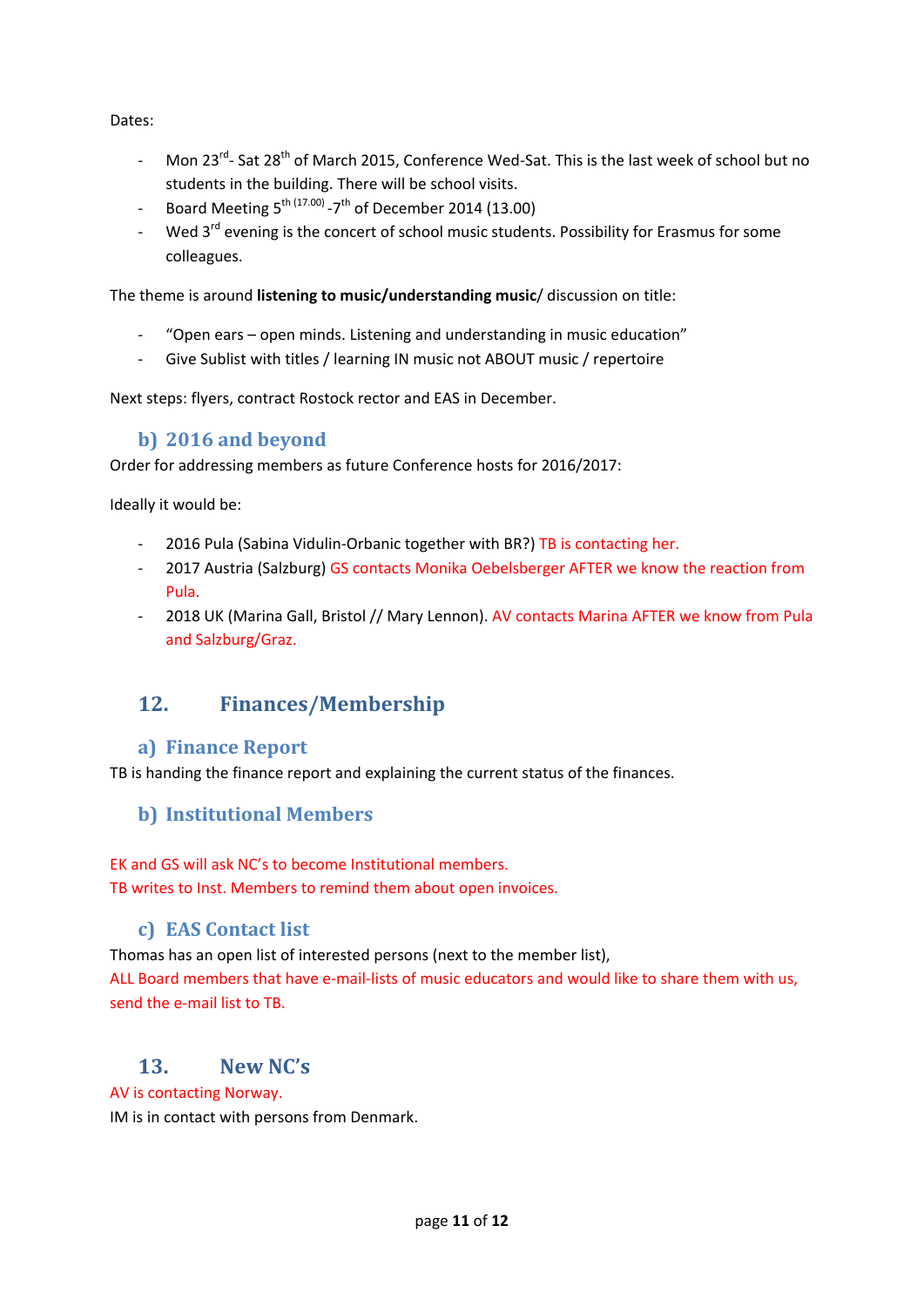Dates:

- Mon 23rd- Sat 28th of March 2015, Conference Wed-Sat. This is the last week of school but no students in the building. There will be school visits.
- Board Meeting 5th (17.00) -7th of December 2014 (13.00)
- Wed 3rd evening is the concert of school music students. Possibility for Erasmus for some colleagues.

The theme is around **listening to music/understanding music**/ discussion on title:

- "Open ears – open minds. Listening and understanding in music education"
- Give Sublist with titles / learning IN music not ABOUT music / repertoire

Next steps: flyers, contract Rostock rector and EAS in December.

### b) 2016 and beyond

Order for addressing members as future Conference hosts for 2016/2017:

Ideally it would be:

- 2016 Pula (Sabina Vidulin-Orbanic together with BR?) TB is contacting her.
- 2017 Austria (Salzburg) GS contacts Monika Oebelsberger AFTER we know the reaction from Pula.
- 2018 UK (Marina Gall, Bristol // Mary Lennon). AV contacts Marina AFTER we know from Pula and Salzburg/Graz.

## 12. Finances/Membership

### a) Finance Report

TB is handing the finance report and explaining the current status of the finances.

### b) Institutional Members

EK and GS will ask NC's to become Institutional members.
TB writes to Inst. Members to remind them about open invoices.

### c) EAS Contact list

Thomas has an open list of interested persons (next to the member list),
ALL Board members that have e-mail-lists of music educators and would like to share them with us, send the e-mail list to TB.

## 13. New NC's

AV is contacting Norway.
IM is in contact with persons from Denmark.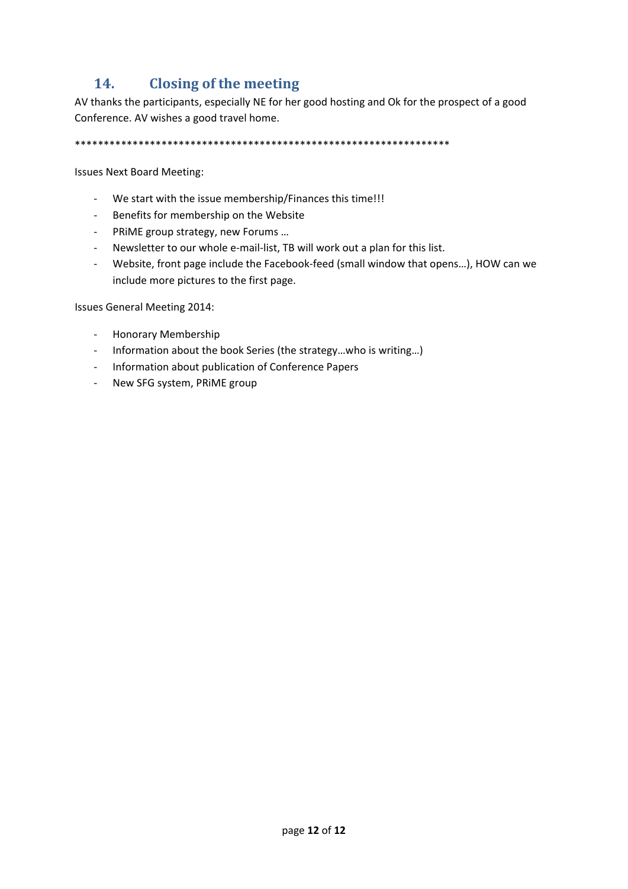## 14. Closing of the meeting

AV thanks the participants, especially NE for her good hosting and Ok for the prospect of a good Conference. AV wishes a good travel home.

*****************************************************************

Issues Next Board Meeting:

- We start with the issue membership/Finances this time!!!
- Benefits for membership on the Website
- PRiME group strategy, new Forums …
- Newsletter to our whole e-mail-list, TB will work out a plan for this list.
- Website, front page include the Facebook-feed (small window that opens…), HOW can we include more pictures to the first page.

Issues General Meeting 2014:

- Honorary Membership
- Information about the book Series (the strategy…who is writing…)
- Information about publication of Conference Papers
- New SFG system, PRiME group